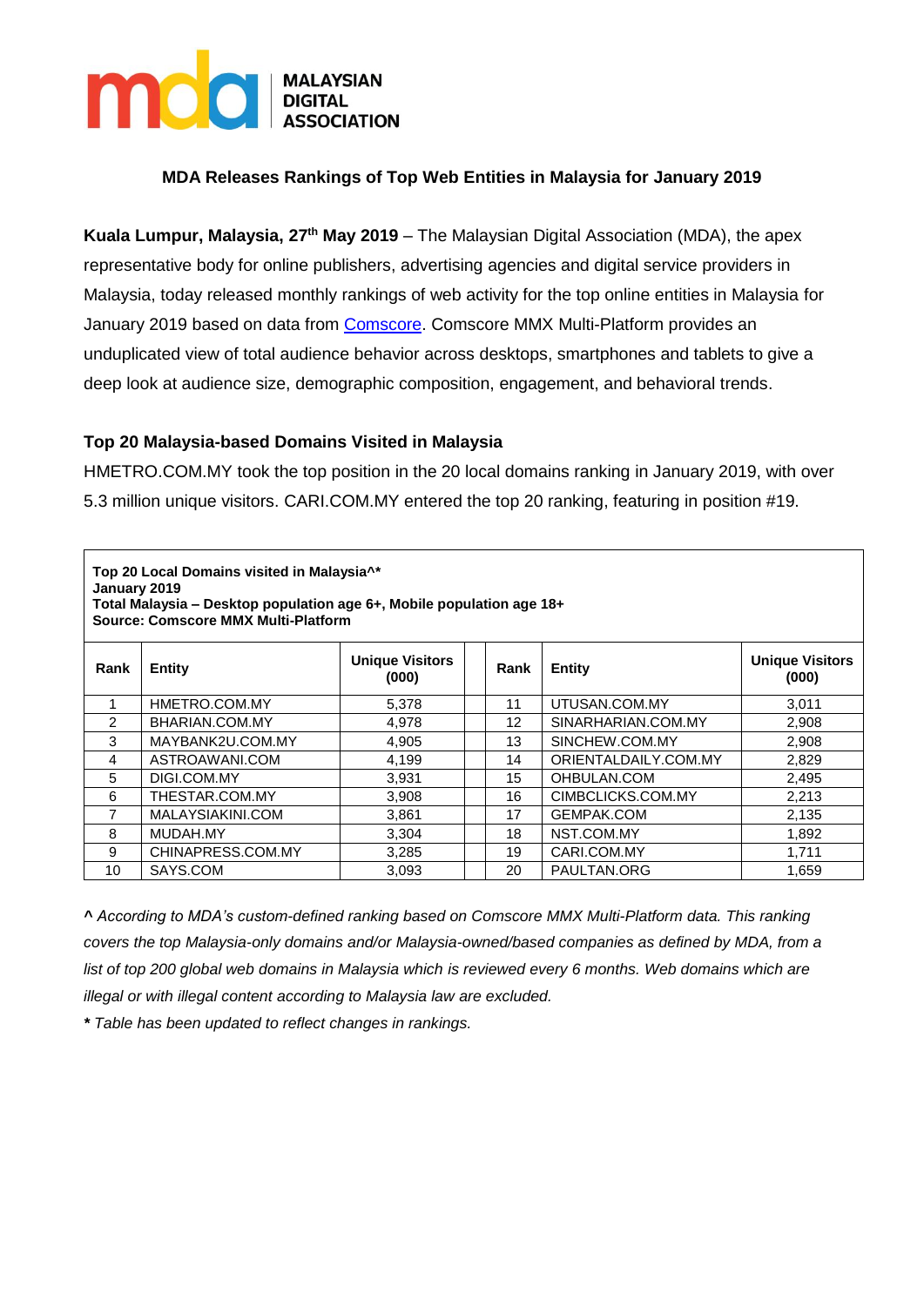**MALAYSIAN DIGITAL ASSOCIATION**

## MDA Releases Rankings of Top Web Entities in Malaysia for January 2019

**Kuala Lumpur, Malaysia, 27th May 2019** – The Malaysian Digital Association (MDA), the apex representative body for online publishers, advertising agencies and digital service providers in Malaysia, today released monthly rankings of web activity for the top online entities in Malaysia for January 2019 based on data from Comscore. Comscore MMX Multi-Platform provides an unduplicated view of total audience behavior across desktops, smartphones and tablets to give a deep look at audience size, demographic composition, engagement, and behavioral trends.

### Top 20 Malaysia-based Domains Visited in Malaysia

HMETRO.COM.MY took the top position in the 20 local domains ranking in January 2019, with over 5.3 million unique visitors. CARI.COM.MY entered the top 20 ranking, featuring in position #19.

**Top 20 Local Domains visited in Malaysia^***
**January 2019**
**Total Malaysia – Desktop population age 6+, Mobile population age 18+**
**Source: Comscore MMX Multi-Platform**

| Rank | Entity | Unique Visitors (000) | | Rank | Entity | Unique Visitors (000) |
|---|---|---|---|---|---|---|
| 1 | HMETRO.COM.MY | 5,378 | | 11 | UTUSAN.COM.MY | 3,011 |
| 2 | BHARIAN.COM.MY | 4,978 | | 12 | SINARHARIAN.COM.MY | 2,908 |
| 3 | MAYBANK2U.COM.MY | 4,905 | | 13 | SINCHEW.COM.MY | 2,908 |
| 4 | ASTROAWANI.COM | 4,199 | | 14 | ORIENTALDAILY.COM.MY | 2,829 |
| 5 | DIGI.COM.MY | 3,931 | | 15 | OHBULAN.COM | 2,495 |
| 6 | THESTAR.COM.MY | 3,908 | | 16 | CIMBCLICKS.COM.MY | 2,213 |
| 7 | MALAYSIAKINI.COM | 3,861 | | 17 | GEMPAK.COM | 2,135 |
| 8 | MUDAH.MY | 3,304 | | 18 | NST.COM.MY | 1,892 |
| 9 | CHINAPRESS.COM.MY | 3,285 | | 19 | CARI.COM.MY | 1,711 |
| 10 | SAYS.COM | 3,093 | | 20 | PAULTAN.ORG | 1,659 |

***^** According to MDA's custom-defined ranking based on Comscore MMX Multi-Platform data. This ranking covers the top Malaysia-only domains and/or Malaysia-owned/based companies as defined by MDA, from a list of top 200 global web domains in Malaysia which is reviewed every 6 months. Web domains which are illegal or with illegal content according to Malaysia law are excluded.*

***\*** Table has been updated to reflect changes in rankings.*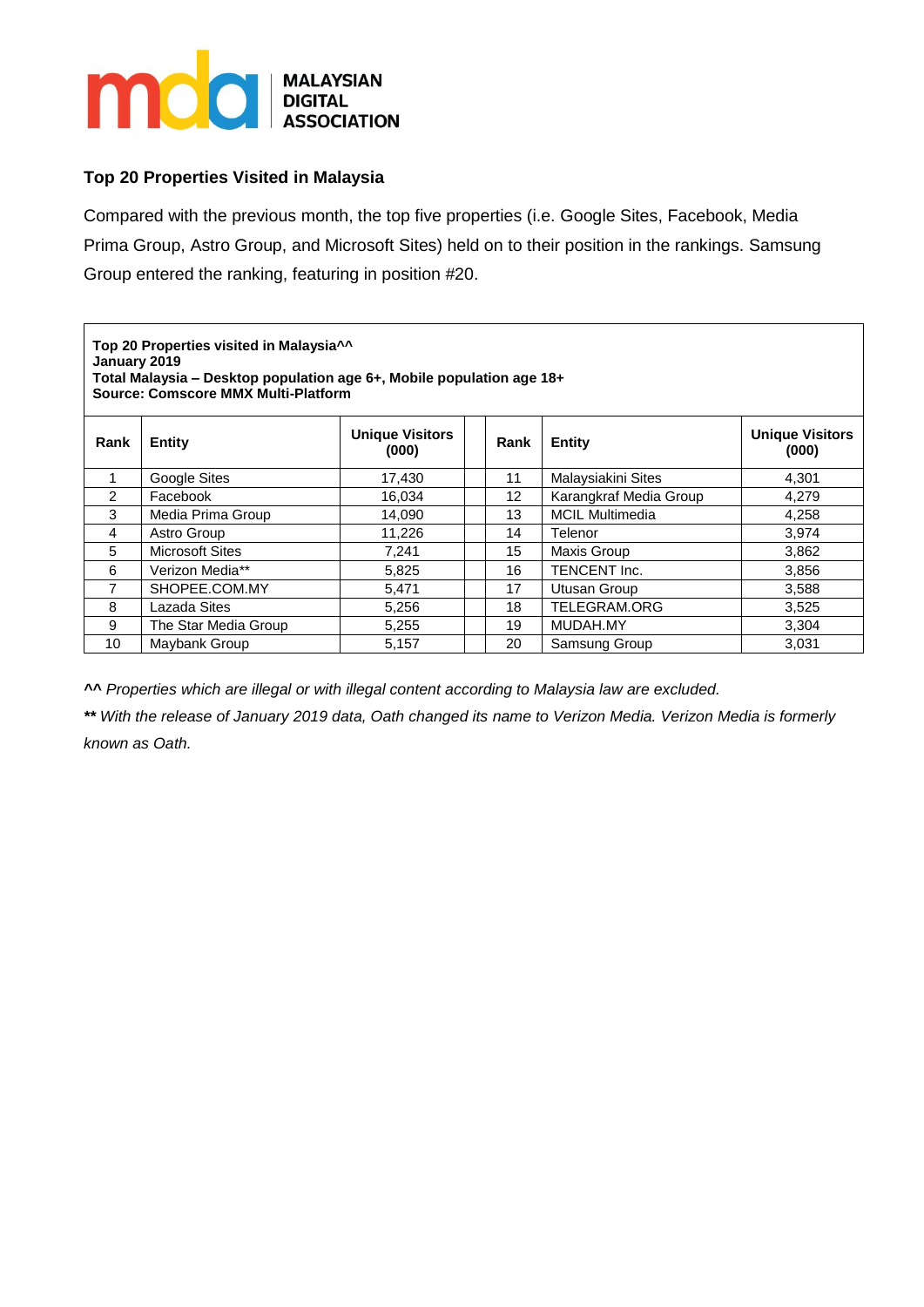## Top 20 Properties Visited in Malaysia

Compared with the previous month, the top five properties (i.e. Google Sites, Facebook, Media Prima Group, Astro Group, and Microsoft Sites) held on to their position in the rankings. Samsung Group entered the ranking, featuring in position #20.

**Top 20 Properties visited in Malaysia^^**
**January 2019**
**Total Malaysia – Desktop population age 6+, Mobile population age 18+**
**Source: Comscore MMX Multi-Platform**

| Rank | Entity | Unique Visitors (000) | | Rank | Entity | Unique Visitors (000) |
|---|---|---|---|---|---|---|
| 1 | Google Sites | 17,430 | | 11 | Malaysiakini Sites | 4,301 |
| 2 | Facebook | 16,034 | | 12 | Karangkraf Media Group | 4,279 |
| 3 | Media Prima Group | 14,090 | | 13 | MCIL Multimedia | 4,258 |
| 4 | Astro Group | 11,226 | | 14 | Telenor | 3,974 |
| 5 | Microsoft Sites | 7,241 | | 15 | Maxis Group | 3,862 |
| 6 | Verizon Media** | 5,825 | | 16 | TENCENT Inc. | 3,856 |
| 7 | SHOPEE.COM.MY | 5,471 | | 17 | Utusan Group | 3,588 |
| 8 | Lazada Sites | 5,256 | | 18 | TELEGRAM.ORG | 3,525 |
| 9 | The Star Media Group | 5,255 | | 19 | MUDAH.MY | 3,304 |
| 10 | Maybank Group | 5,157 | | 20 | Samsung Group | 3,031 |

**^^** *Properties which are illegal or with illegal content according to Malaysia law are excluded.*

**\*\*** *With the release of January 2019 data, Oath changed its name to Verizon Media. Verizon Media is formerly known as Oath.*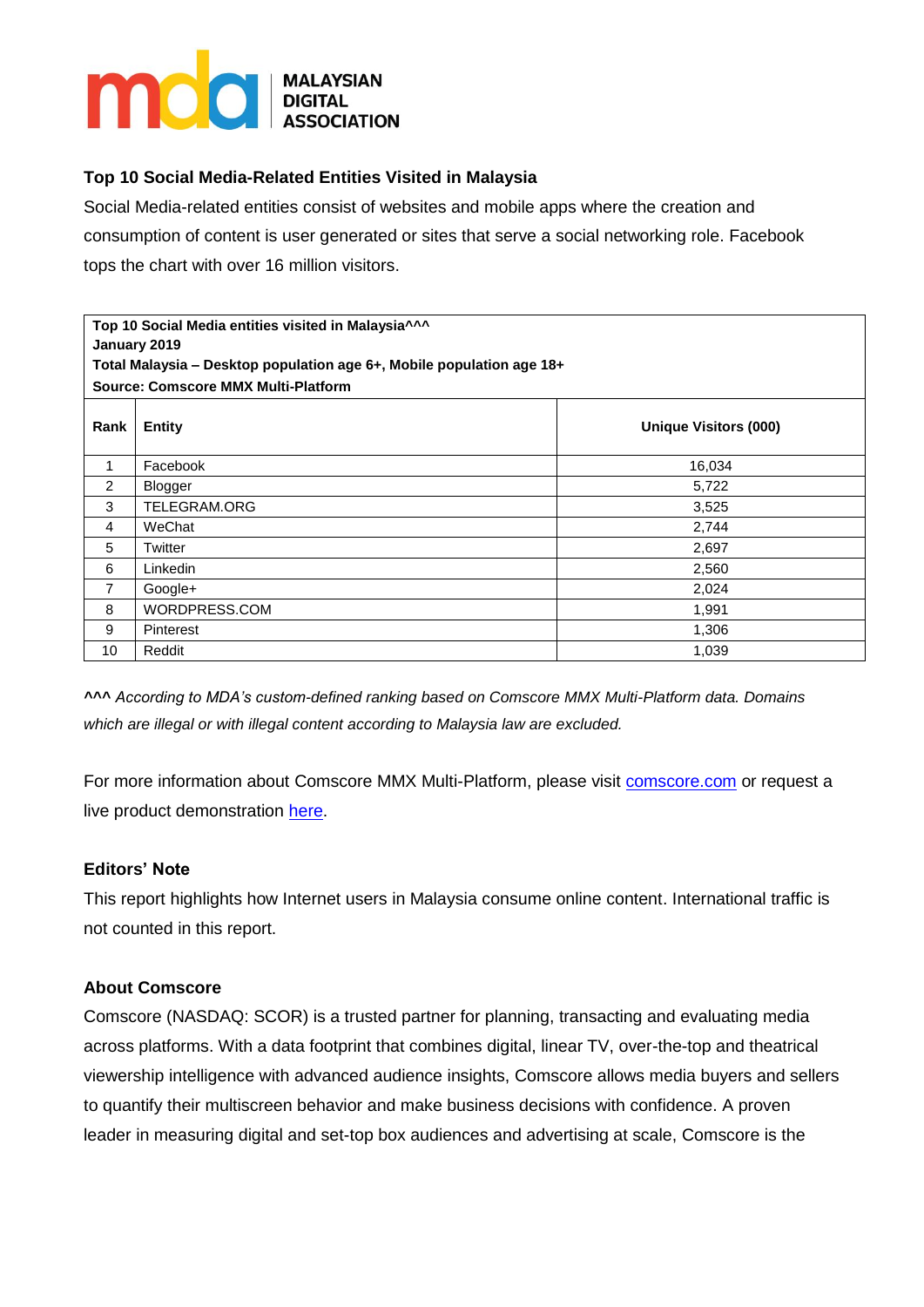**MALAYSIAN DIGITAL ASSOCIATION**

### Top 10 Social Media-Related Entities Visited in Malaysia

Social Media-related entities consist of websites and mobile apps where the creation and consumption of content is user generated or sites that serve a social networking role. Facebook tops the chart with over 16 million visitors.

**Top 10 Social Media entities visited in Malaysia^^^**
**January 2019**
**Total Malaysia – Desktop population age 6+, Mobile population age 18+**
**Source: Comscore MMX Multi-Platform**

| Rank | Entity | Unique Visitors (000) |
|---|---|---|
| 1 | Facebook | 16,034 |
| 2 | Blogger | 5,722 |
| 3 | TELEGRAM.ORG | 3,525 |
| 4 | WeChat | 2,744 |
| 5 | Twitter | 2,697 |
| 6 | Linkedin | 2,560 |
| 7 | Google+ | 2,024 |
| 8 | WORDPRESS.COM | 1,991 |
| 9 | Pinterest | 1,306 |
| 10 | Reddit | 1,039 |

***^^^ According to MDA's custom-defined ranking based on Comscore MMX Multi-Platform data. Domains which are illegal or with illegal content according to Malaysia law are excluded.***

For more information about Comscore MMX Multi-Platform, please visit [comscore.com](comscore.com) or request a live product demonstration [here](here).

### Editors' Note

This report highlights how Internet users in Malaysia consume online content. International traffic is not counted in this report.

### About Comscore

Comscore (NASDAQ: SCOR) is a trusted partner for planning, transacting and evaluating media across platforms. With a data footprint that combines digital, linear TV, over-the-top and theatrical viewership intelligence with advanced audience insights, Comscore allows media buyers and sellers to quantify their multiscreen behavior and make business decisions with confidence. A proven leader in measuring digital and set-top box audiences and advertising at scale, Comscore is the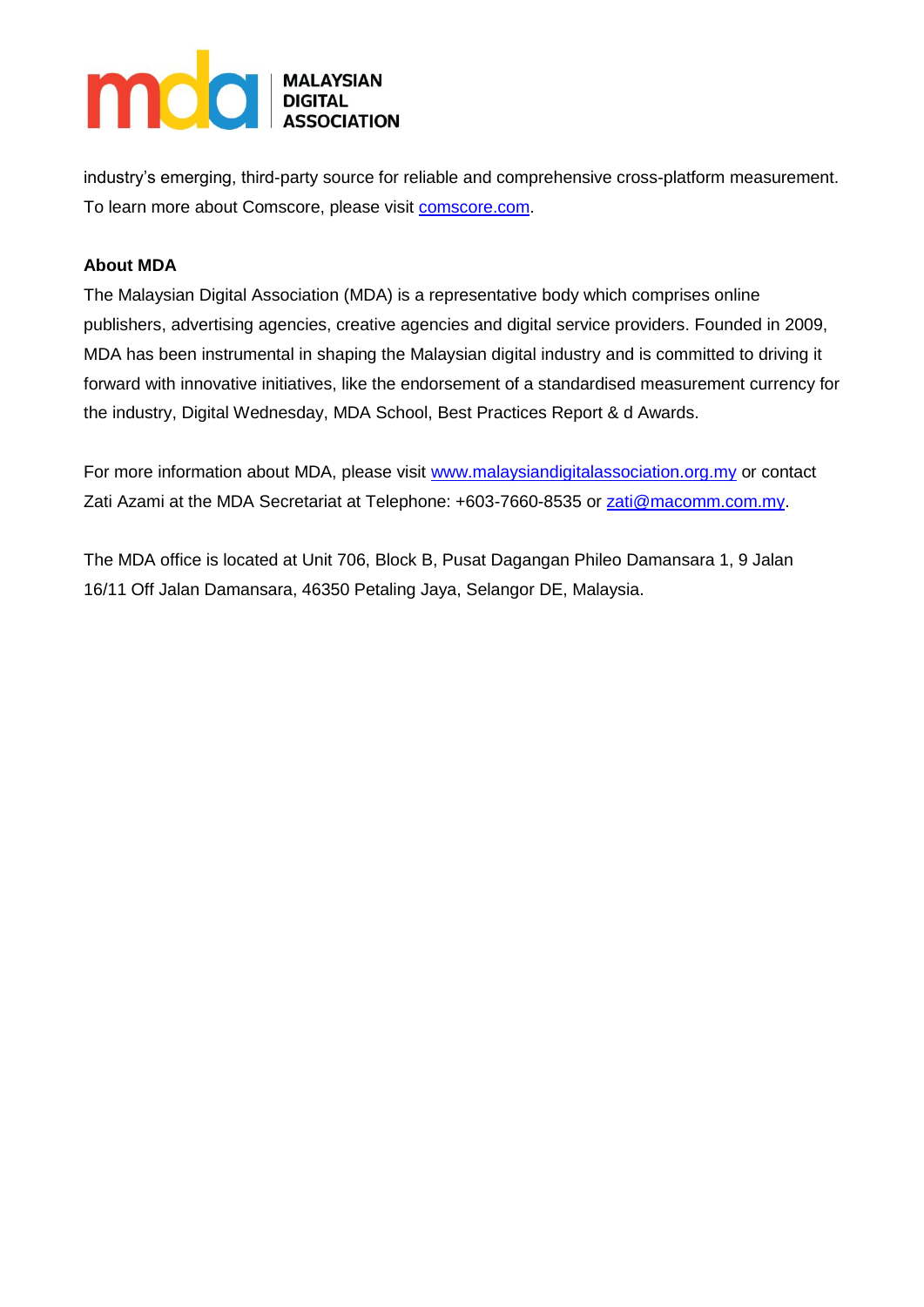industry's emerging, third-party source for reliable and comprehensive cross-platform measurement. To learn more about Comscore, please visit comscore.com.

**About MDA**

The Malaysian Digital Association (MDA) is a representative body which comprises online publishers, advertising agencies, creative agencies and digital service providers. Founded in 2009, MDA has been instrumental in shaping the Malaysian digital industry and is committed to driving it forward with innovative initiatives, like the endorsement of a standardised measurement currency for the industry, Digital Wednesday, MDA School, Best Practices Report & d Awards.

For more information about MDA, please visit www.malaysiandigitalassociation.org.my or contact Zati Azami at the MDA Secretariat at Telephone: +603-7660-8535 or zati@macomm.com.my.

The MDA office is located at Unit 706, Block B, Pusat Dagangan Phileo Damansara 1, 9 Jalan 16/11 Off Jalan Damansara, 46350 Petaling Jaya, Selangor DE, Malaysia.